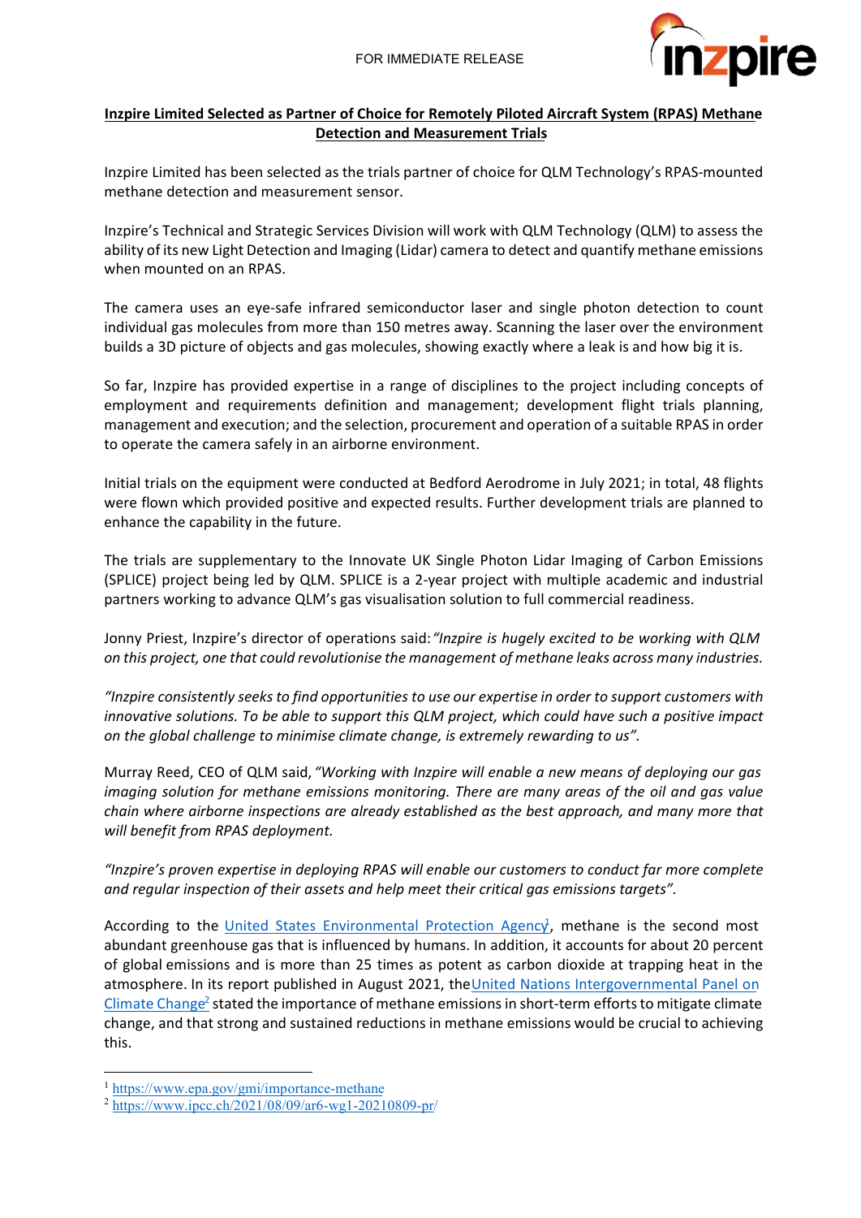FOR IMMEDIATE RELEASE

## Inzpire Limited Selected as Partner of Choice for Remotely Piloted Aircraft System (RPAS) Methane Detection and Measurement Trials

Inzpire Limited has been selected as the trials partner of choice for QLM Technology's RPAS-mounted methane detection and measurement sensor.

Inzpire's Technical and Strategic Services Division will work with QLM Technology (QLM) to assess the ability of its new Light Detection and Imaging (Lidar) camera to detect and quantify methane emissions when mounted on an RPAS.

The camera uses an eye-safe infrared semiconductor laser and single photon detection to count individual gas molecules from more than 150 metres away. Scanning the laser over the environment builds a 3D picture of objects and gas molecules, showing exactly where a leak is and how big it is.

So far, Inzpire has provided expertise in a range of disciplines to the project including concepts of employment and requirements definition and management; development flight trials planning, management and execution; and the selection, procurement and operation of a suitable RPAS in order to operate the camera safely in an airborne environment.

Initial trials on the equipment were conducted at Bedford Aerodrome in July 2021; in total, 48 flights were flown which provided positive and expected results. Further development trials are planned to enhance the capability in the future.

The trials are supplementary to the Innovate UK Single Photon Lidar Imaging of Carbon Emissions (SPLICE) project being led by QLM. SPLICE is a 2-year project with multiple academic and industrial partners working to advance QLM's gas visualisation solution to full commercial readiness.

Jonny Priest, Inzpire's director of operations said: *"Inzpire is hugely excited to be working with QLM on this project, one that could revolutionise the management of methane leaks across many industries.*

*"Inzpire consistently seeks to find opportunities to use our expertise in order to support customers with innovative solutions. To be able to support this QLM project, which could have such a positive impact on the global challenge to minimise climate change, is extremely rewarding to us".*

Murray Reed, CEO of QLM said, *"Working with Inzpire will enable a new means of deploying our gas imaging solution for methane emissions monitoring. There are many areas of the oil and gas value chain where airborne inspections are already established as the best approach, and many more that will benefit from RPAS deployment.*

*"Inzpire's proven expertise in deploying RPAS will enable our customers to conduct far more complete and regular inspection of their assets and help meet their critical gas emissions targets".*

According to the United States Environmental Protection Agency[1], methane is the second most abundant greenhouse gas that is influenced by humans. In addition, it accounts for about 20 percent of global emissions and is more than 25 times as potent as carbon dioxide at trapping heat in the atmosphere. In its report published in August 2021, the United Nations Intergovernmental Panel on Climate Change[2] stated the importance of methane emissions in short-term efforts to mitigate climate change, and that strong and sustained reductions in methane emissions would be crucial to achieving this.

---

[1] https://www.epa.gov/gmi/importance-methane

[2] https://www.ipcc.ch/2021/08/09/ar6-wg1-20210809-pr/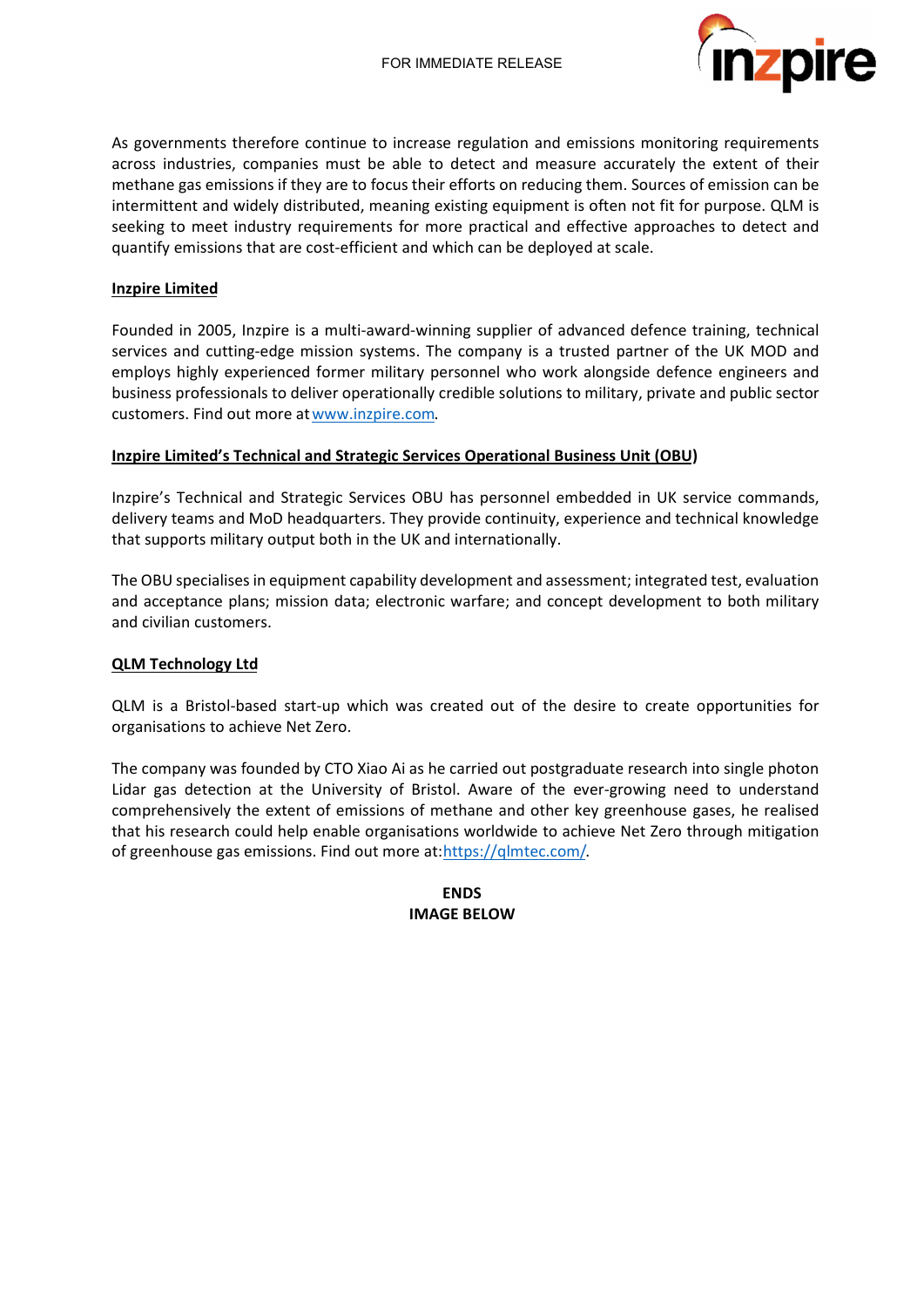As governments therefore continue to increase regulation and emissions monitoring requirements across industries, companies must be able to detect and measure accurately the extent of their methane gas emissions if they are to focus their efforts on reducing them. Sources of emission can be intermittent and widely distributed, meaning existing equipment is often not fit for purpose. QLM is seeking to meet industry requirements for more practical and effective approaches to detect and quantify emissions that are cost-efficient and which can be deployed at scale.

**Inzpire Limited**

Founded in 2005, Inzpire is a multi-award-winning supplier of advanced defence training, technical services and cutting-edge mission systems. The company is a trusted partner of the UK MOD and employs highly experienced former military personnel who work alongside defence engineers and business professionals to deliver operationally credible solutions to military, private and public sector customers. Find out more at www.inzpire.com.

**Inzpire Limited's Technical and Strategic Services Operational Business Unit (OBU)**

Inzpire's Technical and Strategic Services OBU has personnel embedded in UK service commands, delivery teams and MoD headquarters. They provide continuity, experience and technical knowledge that supports military output both in the UK and internationally.

The OBU specialises in equipment capability development and assessment; integrated test, evaluation and acceptance plans; mission data; electronic warfare; and concept development to both military and civilian customers.

**QLM Technology Ltd**

QLM is a Bristol-based start-up which was created out of the desire to create opportunities for organisations to achieve Net Zero.

The company was founded by CTO Xiao Ai as he carried out postgraduate research into single photon Lidar gas detection at the University of Bristol. Aware of the ever-growing need to understand comprehensively the extent of emissions of methane and other key greenhouse gases, he realised that his research could help enable organisations worldwide to achieve Net Zero through mitigation of greenhouse gas emissions. Find out more at:https://qlmtec.com/.

**ENDS**
**IMAGE BELOW**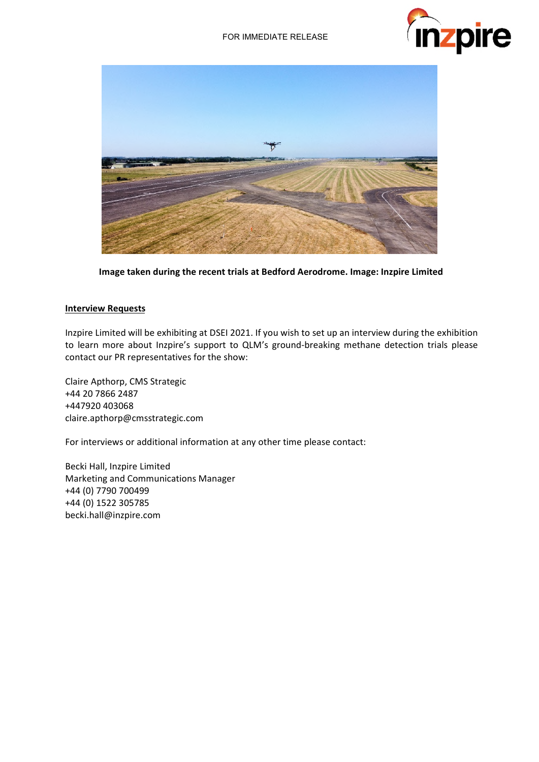**Image taken during the recent trials at Bedford Aerodrome. Image: Inzpire Limited**

**Interview Requests**

Inzpire Limited will be exhibiting at DSEI 2021. If you wish to set up an interview during the exhibition to learn more about Inzpire's support to QLM's ground-breaking methane detection trials please contact our PR representatives for the show:

Claire Apthorp, CMS Strategic
+44 20 7866 2487
+447920 403068
claire.apthorp@cmsstrategic.com

For interviews or additional information at any other time please contact:

Becki Hall, Inzpire Limited
Marketing and Communications Manager
+44 (0) 7790 700499
+44 (0) 1522 305785
becki.hall@inzpire.com